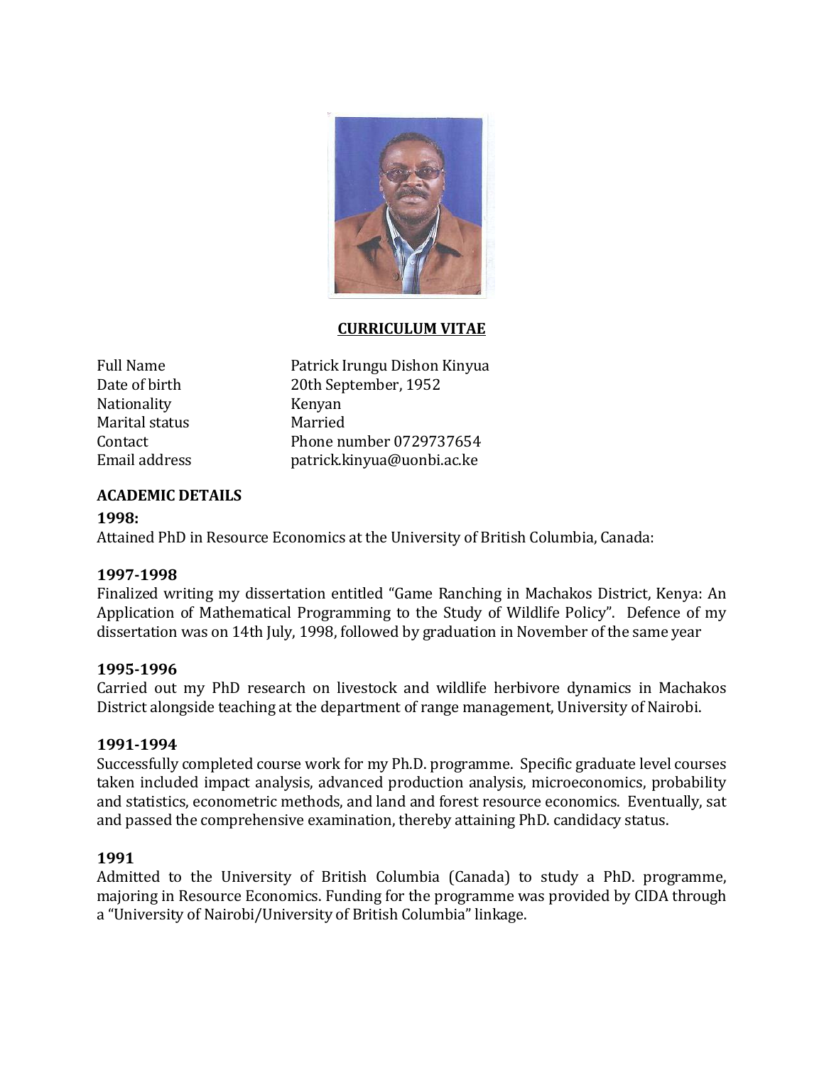## CURRICULUM VITAE

| | |
|---|---|
| Full Name | Patrick Irungu Dishon Kinyua |
| Date of birth | 20th September, 1952 |
| Nationality | Kenyan |
| Marital status | Married |
| Contact | Phone number 0729737654 |
| Email address | patrick.kinyua@uonbi.ac.ke |

### ACADEMIC DETAILS

**1998:**
Attained PhD in Resource Economics at the University of British Columbia, Canada:

**1997-1998**
Finalized writing my dissertation entitled "Game Ranching in Machakos District, Kenya: An Application of Mathematical Programming to the Study of Wildlife Policy". Defence of my dissertation was on 14th July, 1998, followed by graduation in November of the same year

**1995-1996**
Carried out my PhD research on livestock and wildlife herbivore dynamics in Machakos District alongside teaching at the department of range management, University of Nairobi.

**1991-1994**
Successfully completed course work for my Ph.D. programme. Specific graduate level courses taken included impact analysis, advanced production analysis, microeconomics, probability and statistics, econometric methods, and land and forest resource economics. Eventually, sat and passed the comprehensive examination, thereby attaining PhD. candidacy status.

**1991**
Admitted to the University of British Columbia (Canada) to study a PhD. programme, majoring in Resource Economics. Funding for the programme was provided by CIDA through a "University of Nairobi/University of British Columbia" linkage.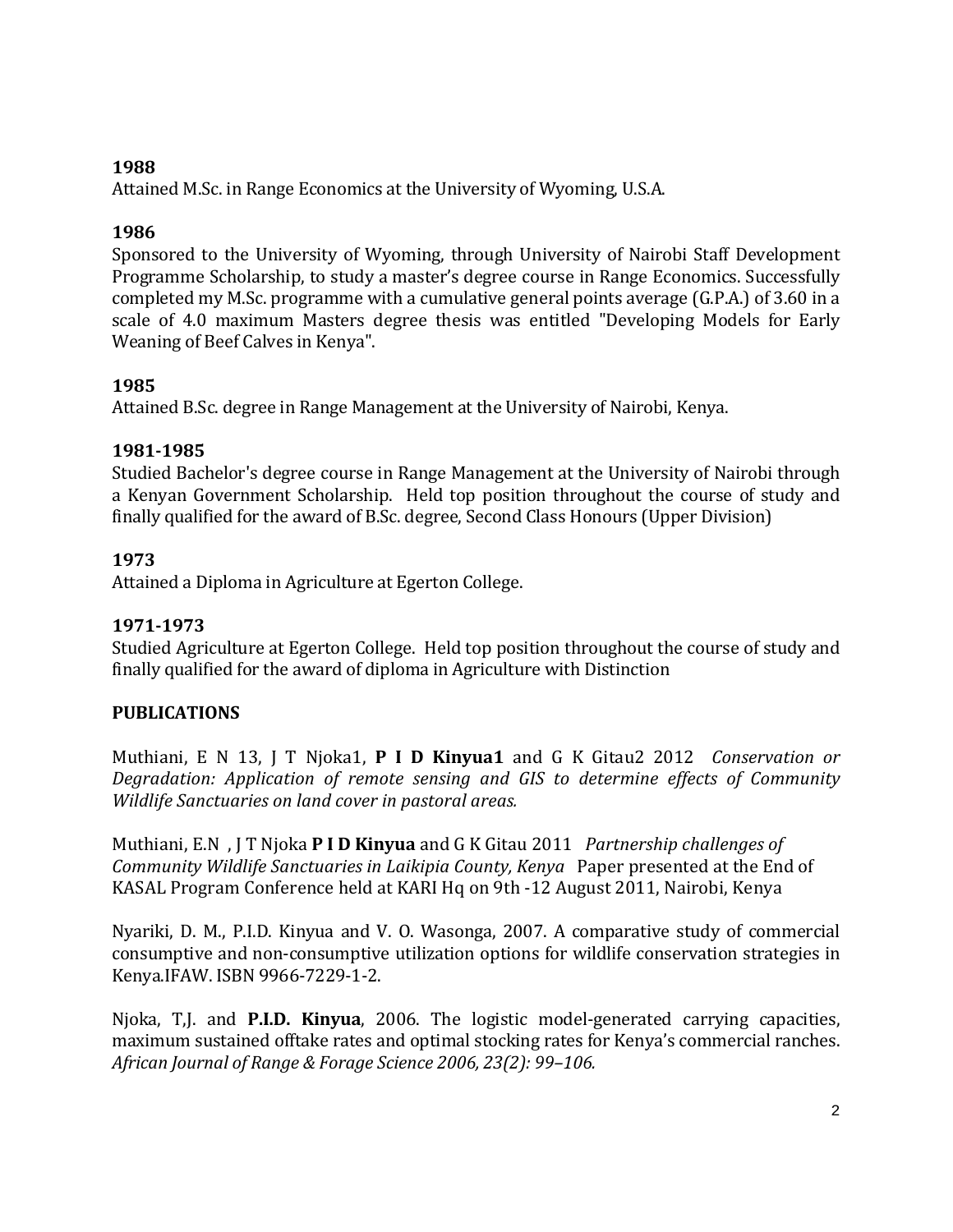**1988**
Attained M.Sc. in Range Economics at the University of Wyoming, U.S.A.

**1986**
Sponsored to the University of Wyoming, through University of Nairobi Staff Development Programme Scholarship, to study a master's degree course in Range Economics. Successfully completed my M.Sc. programme with a cumulative general points average (G.P.A.) of 3.60 in a scale of 4.0 maximum Masters degree thesis was entitled "Developing Models for Early Weaning of Beef Calves in Kenya".

**1985**
Attained B.Sc. degree in Range Management at the University of Nairobi, Kenya.

**1981-1985**
Studied Bachelor's degree course in Range Management at the University of Nairobi through a Kenyan Government Scholarship. Held top position throughout the course of study and finally qualified for the award of B.Sc. degree, Second Class Honours (Upper Division)

**1973**
Attained a Diploma in Agriculture at Egerton College.

**1971-1973**
Studied Agriculture at Egerton College. Held top position throughout the course of study and finally qualified for the award of diploma in Agriculture with Distinction

**PUBLICATIONS**

Muthiani, E N 13, J T Njoka1, **P I D Kinyua1** and G K Gitau2 2012 *Conservation or Degradation: Application of remote sensing and GIS to determine effects of Community Wildlife Sanctuaries on land cover in pastoral areas.*

Muthiani, E.N , J T Njoka **P I D Kinyua** and G K Gitau 2011 *Partnership challenges of Community Wildlife Sanctuaries in Laikipia County, Kenya* Paper presented at the End of KASAL Program Conference held at KARI Hq on 9th -12 August 2011, Nairobi, Kenya

Nyariki, D. M., P.I.D. Kinyua and V. O. Wasonga, 2007. A comparative study of commercial consumptive and non-consumptive utilization options for wildlife conservation strategies in Kenya.IFAW. ISBN 9966-7229-1-2.

Njoka, T,J. and **P.I.D. Kinyua**, 2006. The logistic model-generated carrying capacities, maximum sustained offtake rates and optimal stocking rates for Kenya's commercial ranches. *African Journal of Range & Forage Science 2006, 23(2): 99–106.*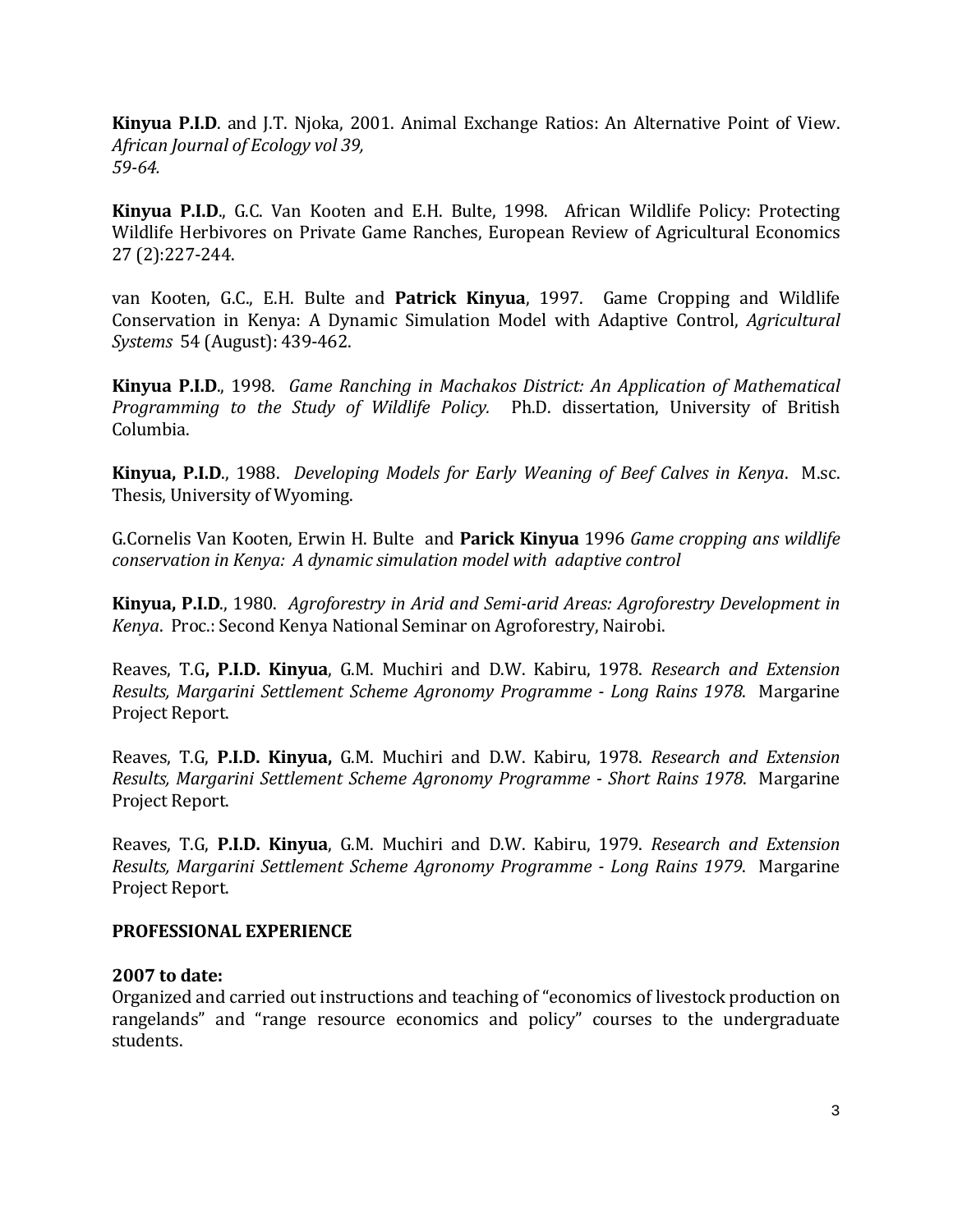**Kinyua P.I.D**. and J.T. Njoka, 2001. Animal Exchange Ratios: An Alternative Point of View. *African Journal of Ecology vol 39, 59-64.*

**Kinyua P.I.D**., G.C. Van Kooten and E.H. Bulte, 1998. African Wildlife Policy: Protecting Wildlife Herbivores on Private Game Ranches, European Review of Agricultural Economics 27 (2):227-244.

van Kooten, G.C., E.H. Bulte and **Patrick Kinyua**, 1997. Game Cropping and Wildlife Conservation in Kenya: A Dynamic Simulation Model with Adaptive Control, *Agricultural Systems* 54 (August): 439-462.

**Kinyua P.I.D**., 1998. *Game Ranching in Machakos District: An Application of Mathematical Programming to the Study of Wildlife Policy.* Ph.D. dissertation, University of British Columbia.

**Kinyua, P.I.D**., 1988. *Developing Models for Early Weaning of Beef Calves in Kenya*. M.sc. Thesis, University of Wyoming.

G.Cornelis Van Kooten, Erwin H. Bulte and **Parick Kinyua** 1996 *Game cropping ans wildlife conservation in Kenya: A dynamic simulation model with adaptive control*

**Kinyua, P.I.D**., 1980. *Agroforestry in Arid and Semi-arid Areas: Agroforestry Development in Kenya*. Proc.: Second Kenya National Seminar on Agroforestry, Nairobi.

Reaves, T.G**, P.I.D. Kinyua**, G.M. Muchiri and D.W. Kabiru, 1978. *Research and Extension Results, Margarini Settlement Scheme Agronomy Programme - Long Rains 1978*. Margarine Project Report.

Reaves, T.G, **P.I.D. Kinyua,** G.M. Muchiri and D.W. Kabiru, 1978. *Research and Extension Results, Margarini Settlement Scheme Agronomy Programme - Short Rains 1978*. Margarine Project Report.

Reaves, T.G, **P.I.D. Kinyua**, G.M. Muchiri and D.W. Kabiru, 1979. *Research and Extension Results, Margarini Settlement Scheme Agronomy Programme - Long Rains 1979*. Margarine Project Report.

## PROFESSIONAL EXPERIENCE

### 2007 to date:

Organized and carried out instructions and teaching of "economics of livestock production on rangelands" and "range resource economics and policy" courses to the undergraduate students.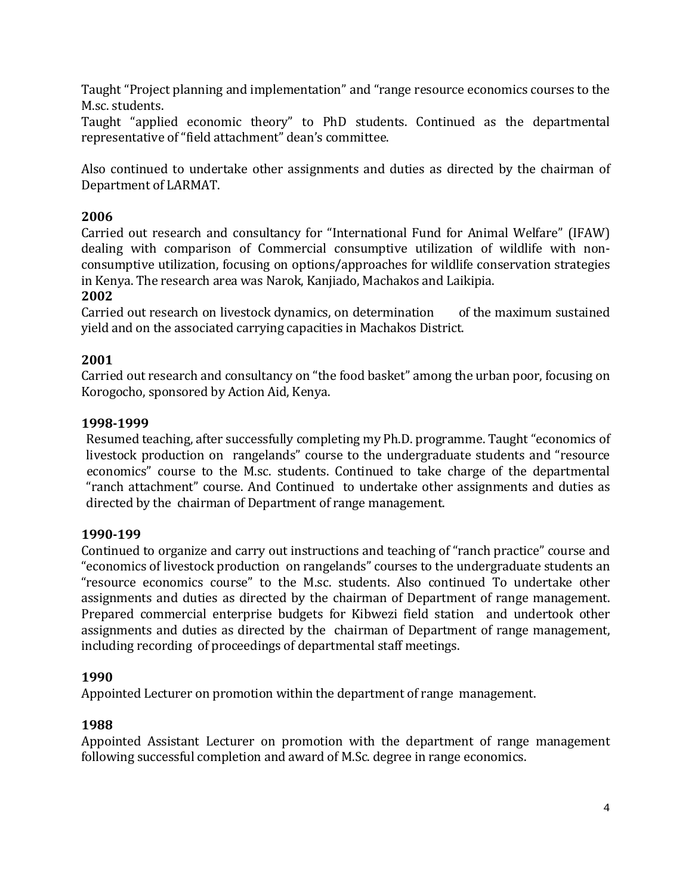Taught “Project planning and implementation” and “range resource economics courses to the M.sc. students.
Taught “applied economic theory” to PhD students. Continued as the departmental representative of “field attachment” dean’s committee.

Also continued to undertake other assignments and duties as directed by the chairman of Department of LARMAT.

**2006**
Carried out research and consultancy for “International Fund for Animal Welfare” (IFAW) dealing with comparison of Commercial consumptive utilization of wildlife with non-consumptive utilization, focusing on options/approaches for wildlife conservation strategies in Kenya. The research area was Narok, Kanjiado, Machakos and Laikipia.

**2002**
Carried out research on livestock dynamics, on determination of the maximum sustained yield and on the associated carrying capacities in Machakos District.

**2001**
Carried out research and consultancy on “the food basket” among the urban poor, focusing on Korogocho, sponsored by Action Aid, Kenya.

**1998-1999**
Resumed teaching, after successfully completing my Ph.D. programme. Taught “economics of livestock production on rangelands” course to the undergraduate students and “resource economics” course to the M.sc. students. Continued to take charge of the departmental “ranch attachment” course. And Continued to undertake other assignments and duties as directed by the chairman of Department of range management.

**1990-199**
Continued to organize and carry out instructions and teaching of “ranch practice” course and “economics of livestock production on rangelands” courses to the undergraduate students an “resource economics course” to the M.sc. students. Also continued To undertake other assignments and duties as directed by the chairman of Department of range management. Prepared commercial enterprise budgets for Kibwezi field station and undertook other assignments and duties as directed by the chairman of Department of range management, including recording of proceedings of departmental staff meetings.

**1990**
Appointed Lecturer on promotion within the department of range management.

**1988**
Appointed Assistant Lecturer on promotion with the department of range management following successful completion and award of M.Sc. degree in range economics.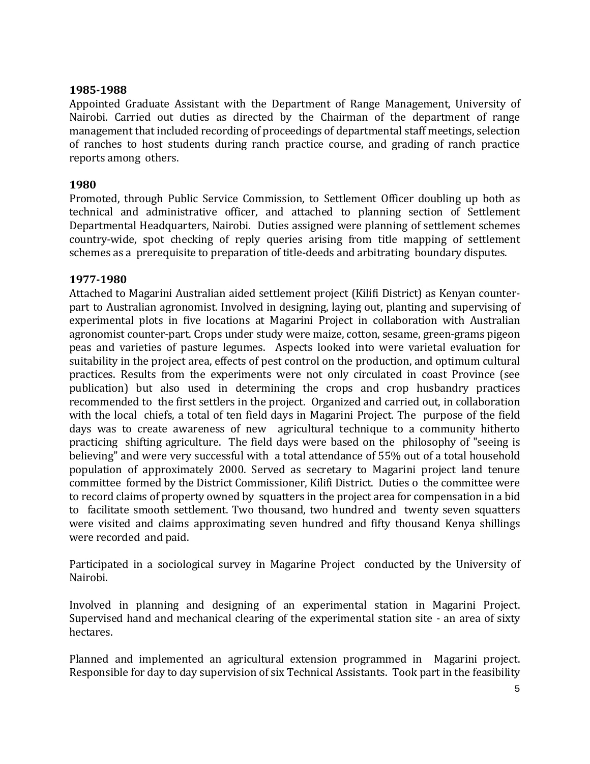**1985-1988**

Appointed Graduate Assistant with the Department of Range Management, University of Nairobi. Carried out duties as directed by the Chairman of the department of range management that included recording of proceedings of departmental staff meetings, selection of ranches to host students during ranch practice course, and grading of ranch practice reports among others.

**1980**

Promoted, through Public Service Commission, to Settlement Officer doubling up both as technical and administrative officer, and attached to planning section of Settlement Departmental Headquarters, Nairobi. Duties assigned were planning of settlement schemes country-wide, spot checking of reply queries arising from title mapping of settlement schemes as a prerequisite to preparation of title-deeds and arbitrating boundary disputes.

**1977-1980**

Attached to Magarini Australian aided settlement project (Kilifi District) as Kenyan counter-part to Australian agronomist. Involved in designing, laying out, planting and supervising of experimental plots in five locations at Magarini Project in collaboration with Australian agronomist counter-part. Crops under study were maize, cotton, sesame, green-grams pigeon peas and varieties of pasture legumes. Aspects looked into were varietal evaluation for suitability in the project area, effects of pest control on the production, and optimum cultural practices. Results from the experiments were not only circulated in coast Province (see publication) but also used in determining the crops and crop husbandry practices recommended to the first settlers in the project. Organized and carried out, in collaboration with the local chiefs, a total of ten field days in Magarini Project. The purpose of the field days was to create awareness of new agricultural technique to a community hitherto practicing shifting agriculture. The field days were based on the philosophy of "seeing is believing" and were very successful with a total attendance of 55% out of a total household population of approximately 2000. Served as secretary to Magarini project land tenure committee formed by the District Commissioner, Kilifi District. Duties o the committee were to record claims of property owned by squatters in the project area for compensation in a bid to facilitate smooth settlement. Two thousand, two hundred and twenty seven squatters were visited and claims approximating seven hundred and fifty thousand Kenya shillings were recorded and paid.

Participated in a sociological survey in Magarine Project conducted by the University of Nairobi.

Involved in planning and designing of an experimental station in Magarini Project. Supervised hand and mechanical clearing of the experimental station site - an area of sixty hectares.

Planned and implemented an agricultural extension programmed in Magarini project. Responsible for day to day supervision of six Technical Assistants. Took part in the feasibility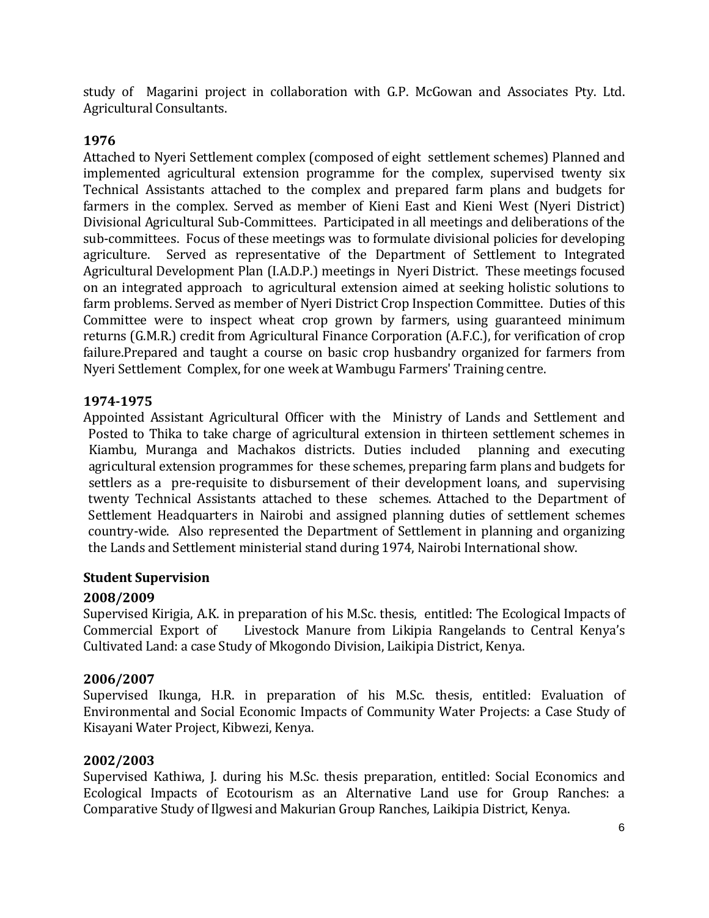study of Magarini project in collaboration with G.P. McGowan and Associates Pty. Ltd. Agricultural Consultants.

**1976**

Attached to Nyeri Settlement complex (composed of eight settlement schemes) Planned and implemented agricultural extension programme for the complex, supervised twenty six Technical Assistants attached to the complex and prepared farm plans and budgets for farmers in the complex. Served as member of Kieni East and Kieni West (Nyeri District) Divisional Agricultural Sub-Committees. Participated in all meetings and deliberations of the sub-committees. Focus of these meetings was to formulate divisional policies for developing agriculture. Served as representative of the Department of Settlement to Integrated Agricultural Development Plan (I.A.D.P.) meetings in Nyeri District. These meetings focused on an integrated approach to agricultural extension aimed at seeking holistic solutions to farm problems. Served as member of Nyeri District Crop Inspection Committee. Duties of this Committee were to inspect wheat crop grown by farmers, using guaranteed minimum returns (G.M.R.) credit from Agricultural Finance Corporation (A.F.C.), for verification of crop failure.Prepared and taught a course on basic crop husbandry organized for farmers from Nyeri Settlement Complex, for one week at Wambugu Farmers' Training centre.

**1974-1975**

Appointed Assistant Agricultural Officer with the Ministry of Lands and Settlement and Posted to Thika to take charge of agricultural extension in thirteen settlement schemes in Kiambu, Muranga and Machakos districts. Duties included planning and executing agricultural extension programmes for these schemes, preparing farm plans and budgets for settlers as a pre-requisite to disbursement of their development loans, and supervising twenty Technical Assistants attached to these schemes. Attached to the Department of Settlement Headquarters in Nairobi and assigned planning duties of settlement schemes country-wide. Also represented the Department of Settlement in planning and organizing the Lands and Settlement ministerial stand during 1974, Nairobi International show.

**Student Supervision**

**2008/2009**

Supervised Kirigia, A.K. in preparation of his M.Sc. thesis, entitled: The Ecological Impacts of Commercial Export of Livestock Manure from Likipia Rangelands to Central Kenya's Cultivated Land: a case Study of Mkogondo Division, Laikipia District, Kenya.

**2006/2007**

Supervised Ikunga, H.R. in preparation of his M.Sc. thesis, entitled: Evaluation of Environmental and Social Economic Impacts of Community Water Projects: a Case Study of Kisayani Water Project, Kibwezi, Kenya.

**2002/2003**

Supervised Kathiwa, J. during his M.Sc. thesis preparation, entitled: Social Economics and Ecological Impacts of Ecotourism as an Alternative Land use for Group Ranches: a Comparative Study of Ilgwesi and Makurian Group Ranches, Laikipia District, Kenya.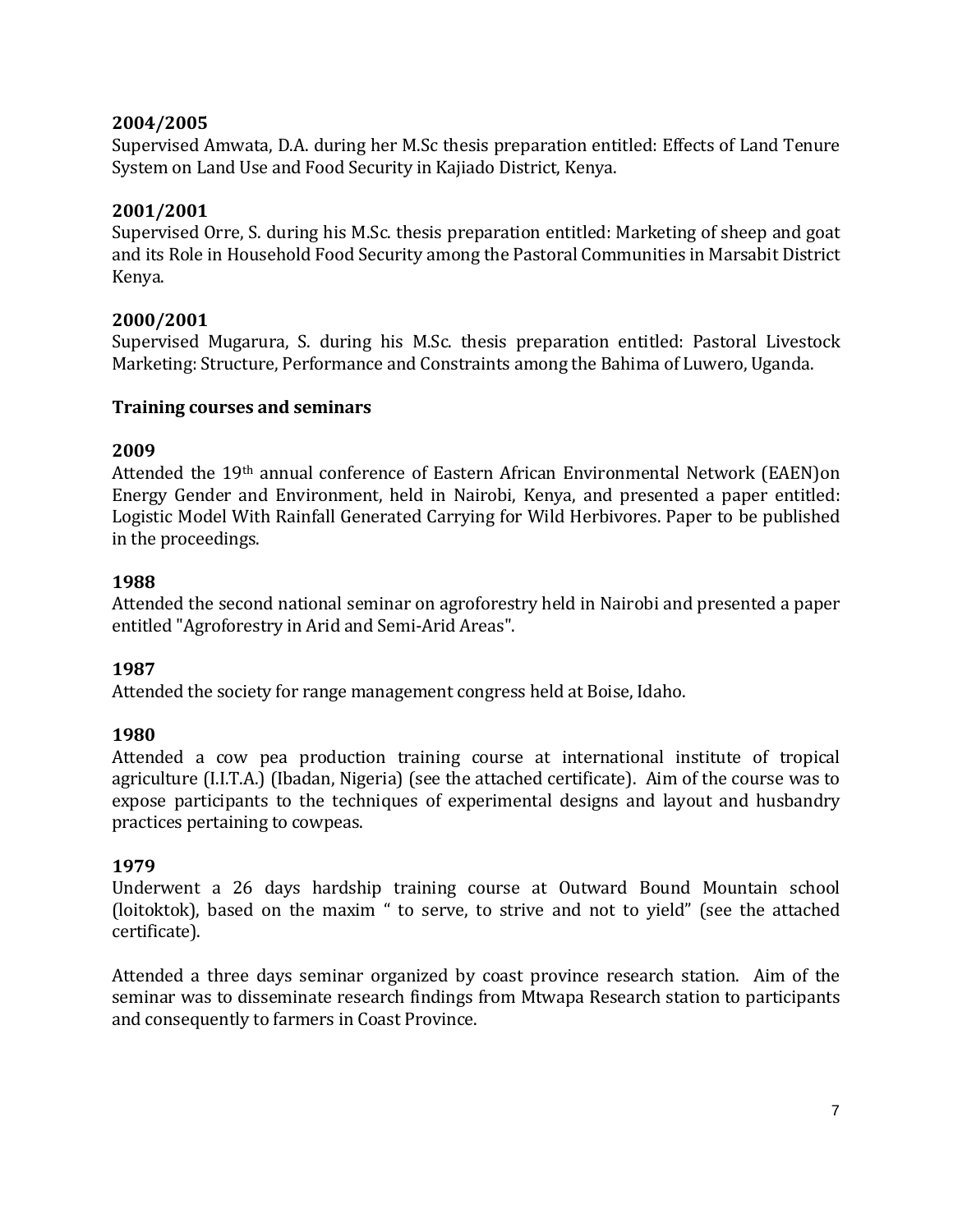**2004/2005**

Supervised Amwata, D.A. during her M.Sc thesis preparation entitled: Effects of Land Tenure System on Land Use and Food Security in Kajiado District, Kenya.

**2001/2001**

Supervised Orre, S. during his M.Sc. thesis preparation entitled: Marketing of sheep and goat and its Role in Household Food Security among the Pastoral Communities in Marsabit District Kenya.

**2000/2001**

Supervised Mugarura, S. during his M.Sc. thesis preparation entitled: Pastoral Livestock Marketing: Structure, Performance and Constraints among the Bahima of Luwero, Uganda.

**Training courses and seminars**

**2009**

Attended the 19th annual conference of Eastern African Environmental Network (EAEN)on Energy Gender and Environment, held in Nairobi, Kenya, and presented a paper entitled: Logistic Model With Rainfall Generated Carrying for Wild Herbivores. Paper to be published in the proceedings.

**1988**

Attended the second national seminar on agroforestry held in Nairobi and presented a paper entitled "Agroforestry in Arid and Semi-Arid Areas".

**1987**

Attended the society for range management congress held at Boise, Idaho.

**1980**

Attended a cow pea production training course at international institute of tropical agriculture (I.I.T.A.) (Ibadan, Nigeria) (see the attached certificate). Aim of the course was to expose participants to the techniques of experimental designs and layout and husbandry practices pertaining to cowpeas.

**1979**

Underwent a 26 days hardship training course at Outward Bound Mountain school (loitoktok), based on the maxim " to serve, to strive and not to yield" (see the attached certificate).

Attended a three days seminar organized by coast province research station. Aim of the seminar was to disseminate research findings from Mtwapa Research station to participants and consequently to farmers in Coast Province.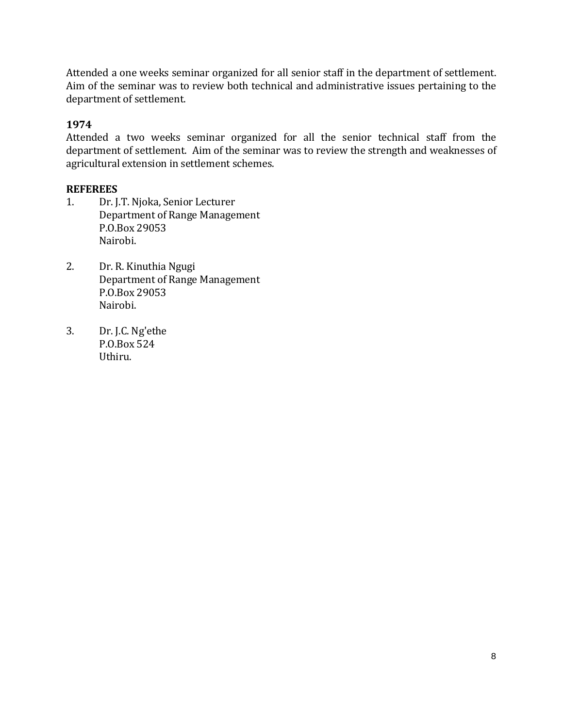Attended a one weeks seminar organized for all senior staff in the department of settlement. Aim of the seminar was to review both technical and administrative issues pertaining to the department of settlement.

**1974**

Attended a two weeks seminar organized for all the senior technical staff from the department of settlement. Aim of the seminar was to review the strength and weaknesses of agricultural extension in settlement schemes.

**REFEREES**

1. Dr. J.T. Njoka, Senior Lecturer
   Department of Range Management
   P.O.Box 29053
   Nairobi.

2. Dr. R. Kinuthia Ngugi
   Department of Range Management
   P.O.Box 29053
   Nairobi.

3. Dr. J.C. Ng'ethe
   P.O.Box 524
   Uthiru.